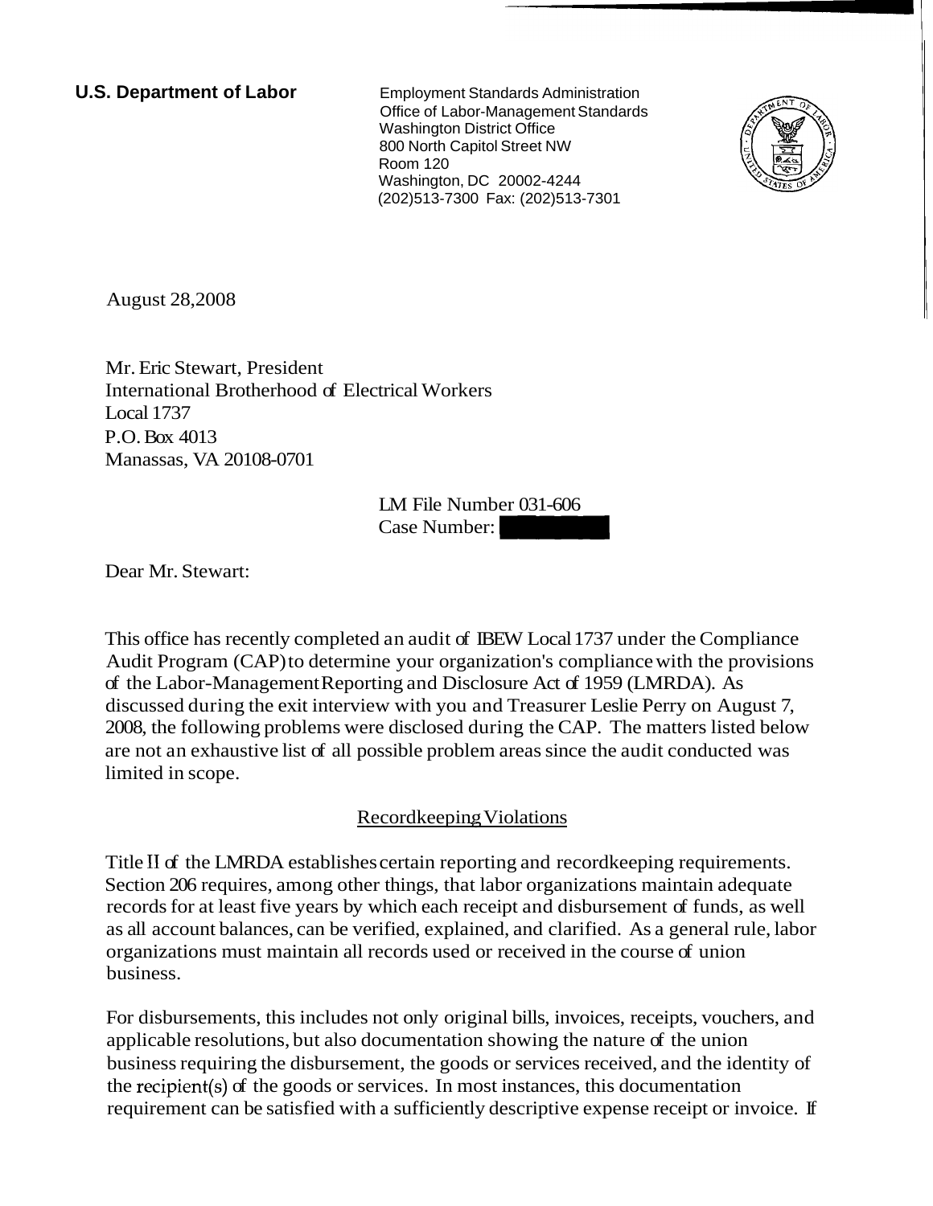**U.S. Department of Labor**

Employment Standards Administration
Office of Labor-Management Standards
Washington District Office
800 North Capitol Street NW
Room 120
Washington, DC 20002-4244
(202)513-7300 Fax: (202)513-7301

August 28,2008

Mr. Eric Stewart, President
International Brotherhood of Electrical Workers
Local 1737
P.O. Box 4013
Manassas, VA 20108-0701

LM File Number 031-606
Case Number:

Dear Mr. Stewart:

This office has recently completed an audit of IBEW Local 1737 under the Compliance Audit Program (CAP) to determine your organization's compliance with the provisions of the Labor-Management Reporting and Disclosure Act of 1959 (LMRDA). As discussed during the exit interview with you and Treasurer Leslie Perry on August 7, 2008, the following problems were disclosed during the CAP. The matters listed below are not an exhaustive list of all possible problem areas since the audit conducted was limited in scope.

## Recordkeeping Violations

Title II of the LMRDA establishes certain reporting and recordkeeping requirements. Section 206 requires, among other things, that labor organizations maintain adequate records for at least five years by which each receipt and disbursement of funds, as well as all account balances, can be verified, explained, and clarified. As a general rule, labor organizations must maintain all records used or received in the course of union business.

For disbursements, this includes not only original bills, invoices, receipts, vouchers, and applicable resolutions, but also documentation showing the nature of the union business requiring the disbursement, the goods or services received, and the identity of the recipient(s) of the goods or services. In most instances, this documentation requirement can be satisfied with a sufficiently descriptive expense receipt or invoice. If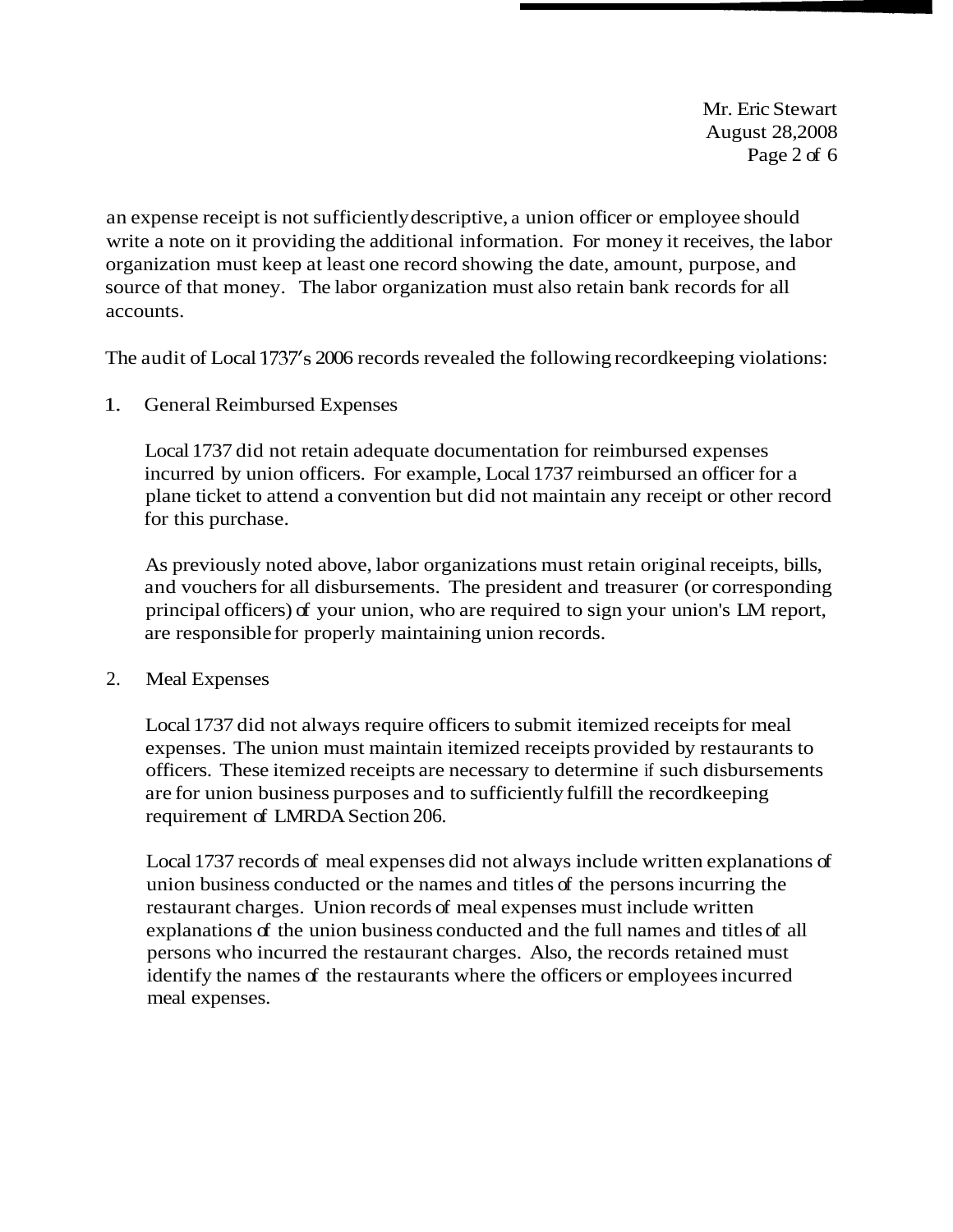an expense receipt is not sufficiently descriptive, a union officer or employee should write a note on it providing the additional information. For money it receives, the labor organization must keep at least one record showing the date, amount, purpose, and source of that money. The labor organization must also retain bank records for all accounts.

The audit of Local 1737's 2006 records revealed the following recordkeeping violations:

1. General Reimbursed Expenses

   Local 1737 did not retain adequate documentation for reimbursed expenses incurred by union officers. For example, Local 1737 reimbursed an officer for a plane ticket to attend a convention but did not maintain any receipt or other record for this purchase.

   As previously noted above, labor organizations must retain original receipts, bills, and vouchers for all disbursements. The president and treasurer (or corresponding principal officers) of your union, who are required to sign your union's LM report, are responsible for properly maintaining union records.

2. Meal Expenses

   Local 1737 did not always require officers to submit itemized receipts for meal expenses. The union must maintain itemized receipts provided by restaurants to officers. These itemized receipts are necessary to determine if such disbursements are for union business purposes and to sufficiently fulfill the recordkeeping requirement of LMRDA Section 206.

   Local 1737 records of meal expenses did not always include written explanations of union business conducted or the names and titles of the persons incurring the restaurant charges. Union records of meal expenses must include written explanations of the union business conducted and the full names and titles of all persons who incurred the restaurant charges. Also, the records retained must identify the names of the restaurants where the officers or employees incurred meal expenses.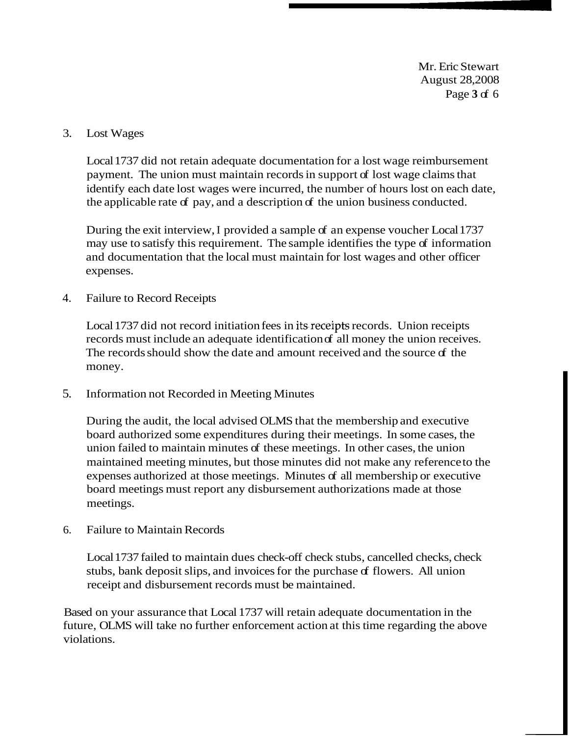3. Lost Wages

   Local 1737 did not retain adequate documentation for a lost wage reimbursement payment. The union must maintain records in support of lost wage claims that identify each date lost wages were incurred, the number of hours lost on each date, the applicable rate of pay, and a description of the union business conducted.

   During the exit interview, I provided a sample of an expense voucher Local 1737 may use to satisfy this requirement. The sample identifies the type of information and documentation that the local must maintain for lost wages and other officer expenses.

4. Failure to Record Receipts

   Local 1737 did not record initiation fees in its receipts records. Union receipts records must include an adequate identification of all money the union receives. The records should show the date and amount received and the source of the money.

5. Information not Recorded in Meeting Minutes

   During the audit, the local advised OLMS that the membership and executive board authorized some expenditures during their meetings. In some cases, the union failed to maintain minutes of these meetings. In other cases, the union maintained meeting minutes, but those minutes did not make any reference to the expenses authorized at those meetings. Minutes of all membership or executive board meetings must report any disbursement authorizations made at those meetings.

6. Failure to Maintain Records

   Local 1737 failed to maintain dues check-off check stubs, cancelled checks, check stubs, bank deposit slips, and invoices for the purchase of flowers. All union receipt and disbursement records must be maintained.

Based on your assurance that Local 1737 will retain adequate documentation in the future, OLMS will take no further enforcement action at this time regarding the above violations.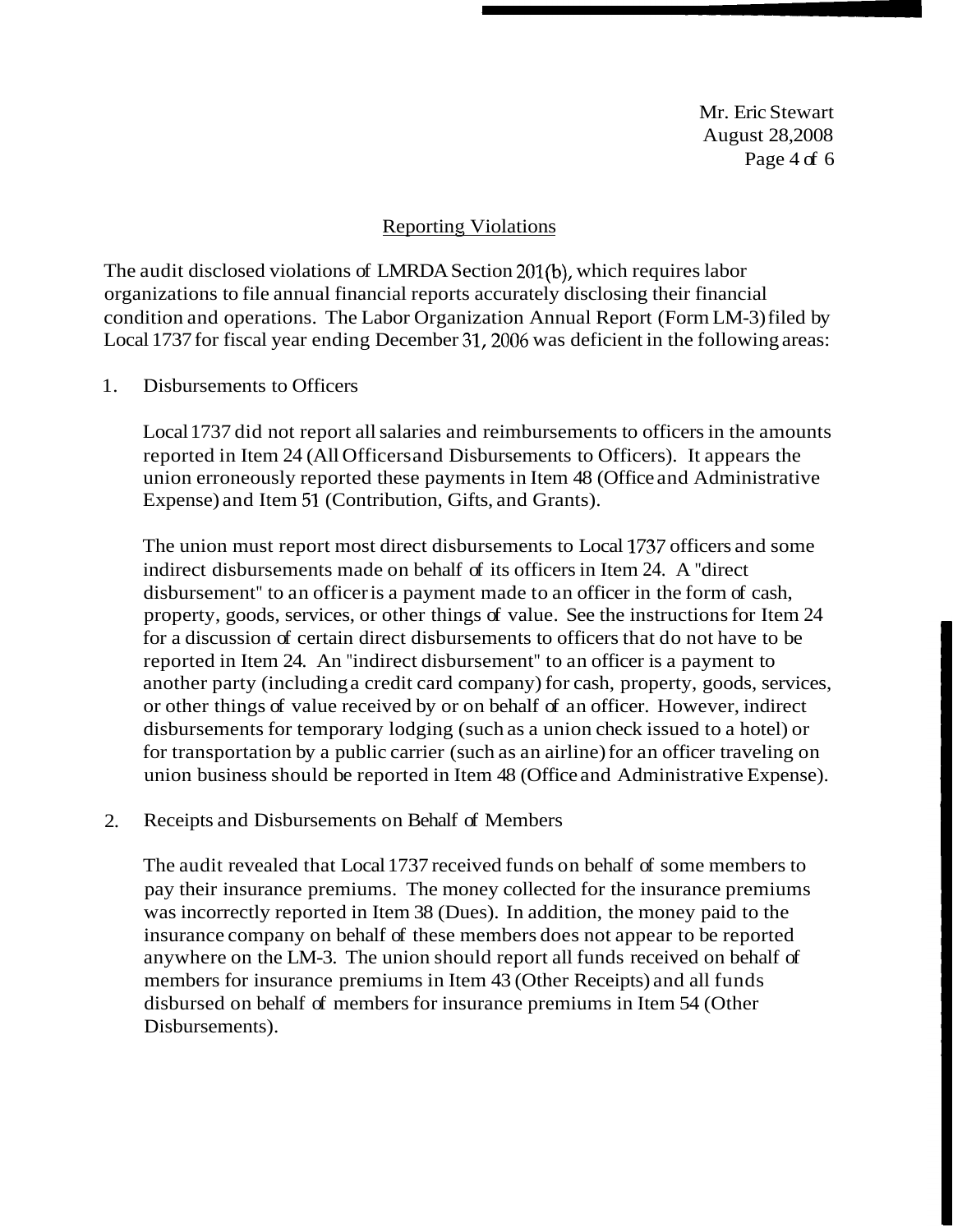## Reporting Violations

The audit disclosed violations of LMRDA Section 201(b), which requires labor organizations to file annual financial reports accurately disclosing their financial condition and operations. The Labor Organization Annual Report (Form LM-3) filed by Local 1737 for fiscal year ending December 31, 2006 was deficient in the following areas:

1. Disbursements to Officers

   Local 1737 did not report all salaries and reimbursements to officers in the amounts reported in Item 24 (All Officers and Disbursements to Officers). It appears the union erroneously reported these payments in Item 48 (Office and Administrative Expense) and Item 51 (Contribution, Gifts, and Grants).

   The union must report most direct disbursements to Local 1737 officers and some indirect disbursements made on behalf of its officers in Item 24. A "direct disbursement" to an officer is a payment made to an officer in the form of cash, property, goods, services, or other things of value. See the instructions for Item 24 for a discussion of certain direct disbursements to officers that do not have to be reported in Item 24. An "indirect disbursement" to an officer is a payment to another party (including a credit card company) for cash, property, goods, services, or other things of value received by or on behalf of an officer. However, indirect disbursements for temporary lodging (such as a union check issued to a hotel) or for transportation by a public carrier (such as an airline) for an officer traveling on union business should be reported in Item 48 (Office and Administrative Expense).

2. Receipts and Disbursements on Behalf of Members

   The audit revealed that Local 1737 received funds on behalf of some members to pay their insurance premiums. The money collected for the insurance premiums was incorrectly reported in Item 38 (Dues). In addition, the money paid to the insurance company on behalf of these members does not appear to be reported anywhere on the LM-3. The union should report all funds received on behalf of members for insurance premiums in Item 43 (Other Receipts) and all funds disbursed on behalf of members for insurance premiums in Item 54 (Other Disbursements).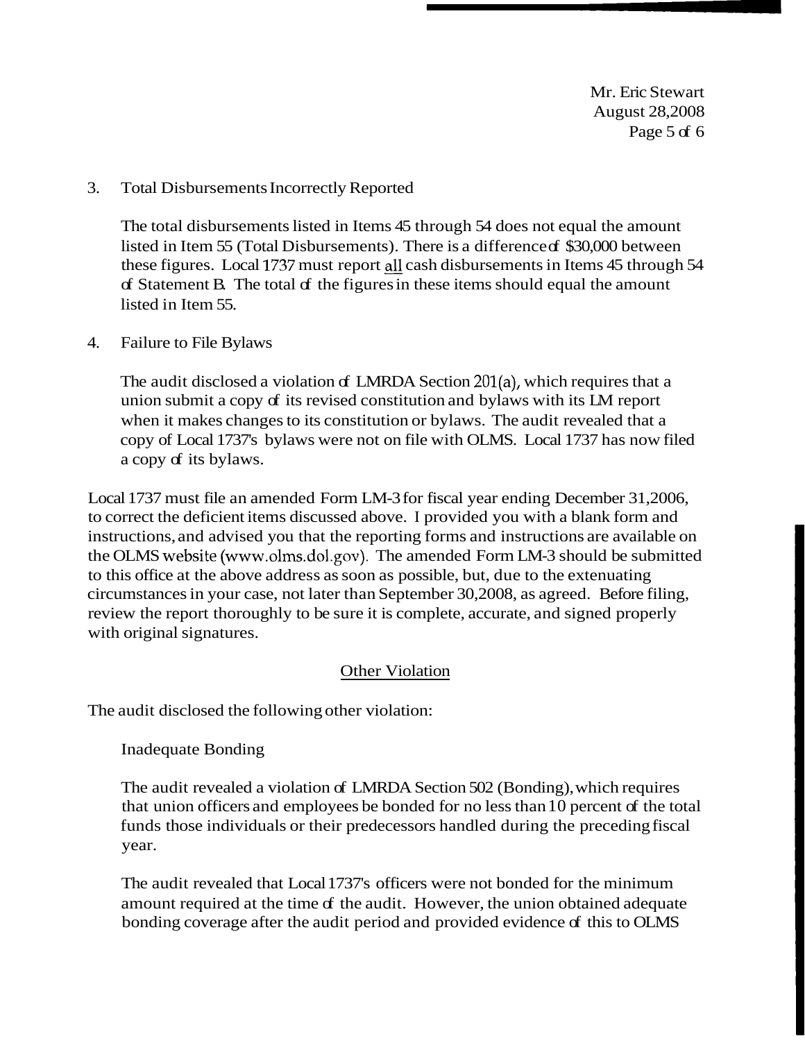3. Total Disbursements Incorrectly Reported

   The total disbursements listed in Items 45 through 54 does not equal the amount listed in Item 55 (Total Disbursements). There is a difference of $30,000 between these figures. Local 1737 must report all cash disbursements in Items 45 through 54 of Statement B. The total of the figures in these items should equal the amount listed in Item 55.

4. Failure to File Bylaws

   The audit disclosed a violation of LMRDA Section 201(a), which requires that a union submit a copy of its revised constitution and bylaws with its LM report when it makes changes to its constitution or bylaws. The audit revealed that a copy of Local 1737's bylaws were not on file with OLMS. Local 1737 has now filed a copy of its bylaws.

Local 1737 must file an amended Form LM-3 for fiscal year ending December 31, 2006, to correct the deficient items discussed above. I provided you with a blank form and instructions, and advised you that the reporting forms and instructions are available on the OLMS website (www.olms.dol.gov). The amended Form LM-3 should be submitted to this office at the above address as soon as possible, but, due to the extenuating circumstances in your case, not later than September 30, 2008, as agreed. Before filing, review the report thoroughly to be sure it is complete, accurate, and signed properly with original signatures.

## Other Violation

The audit disclosed the following other violation:

Inadequate Bonding

The audit revealed a violation of LMRDA Section 502 (Bonding), which requires that union officers and employees be bonded for no less than 10 percent of the total funds those individuals or their predecessors handled during the preceding fiscal year.

The audit revealed that Local 1737's officers were not bonded for the minimum amount required at the time of the audit. However, the union obtained adequate bonding coverage after the audit period and provided evidence of this to OLMS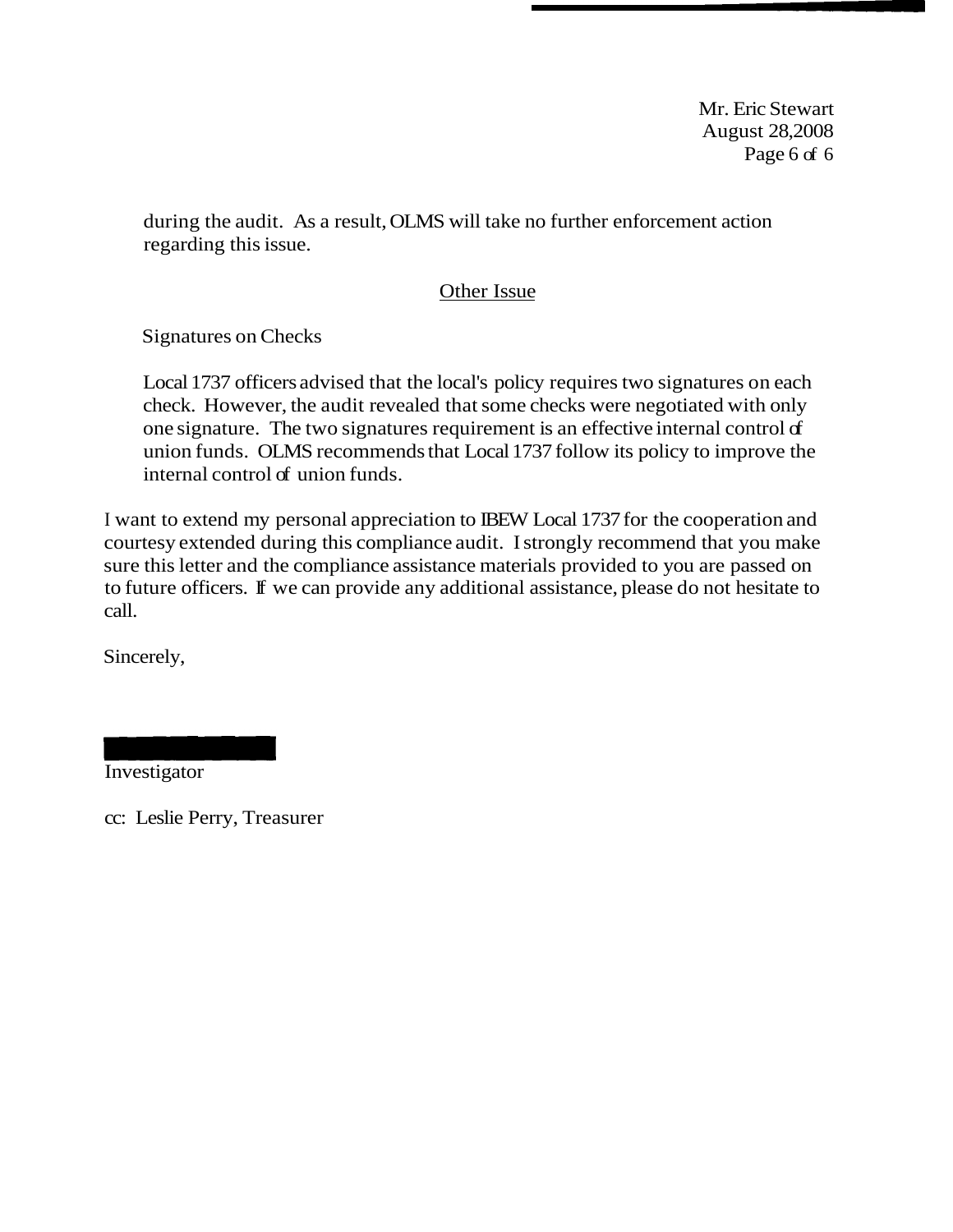during the audit. As a result, OLMS will take no further enforcement action regarding this issue.

## Other Issue

Signatures on Checks

Local 1737 officers advised that the local's policy requires two signatures on each check. However, the audit revealed that some checks were negotiated with only one signature. The two signatures requirement is an effective internal control of union funds. OLMS recommends that Local 1737 follow its policy to improve the internal control of union funds.

I want to extend my personal appreciation to IBEW Local 1737 for the cooperation and courtesy extended during this compliance audit. I strongly recommend that you make sure this letter and the compliance assistance materials provided to you are passed on to future officers. If we can provide any additional assistance, please do not hesitate to call.

Sincerely,

Investigator

cc: Leslie Perry, Treasurer